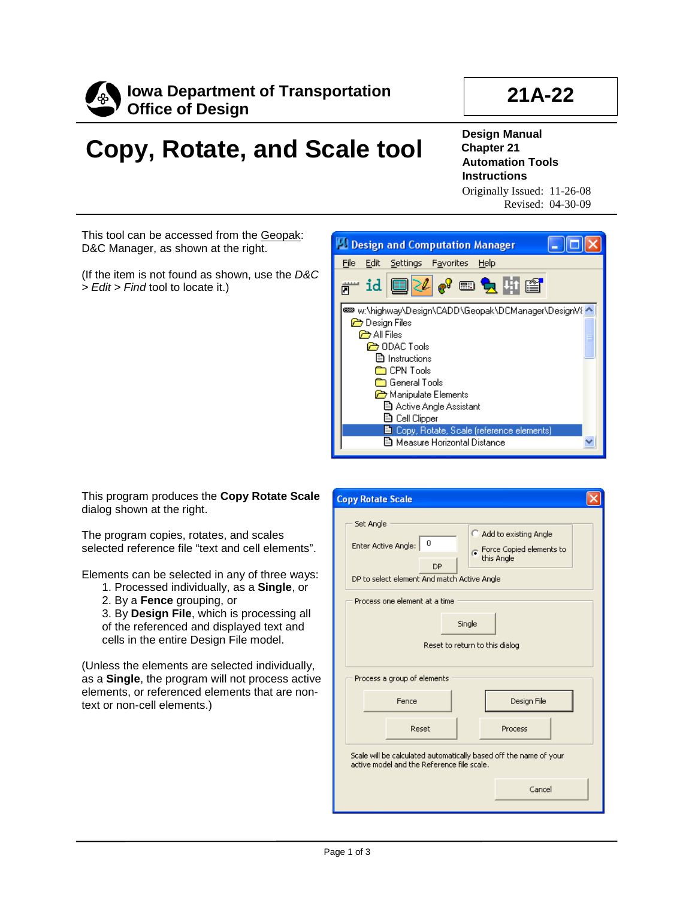**Iowa Department of Transportation**
**Office of Design**

**21A-22**

# Copy, Rotate, and Scale tool

**Design Manual**
**Chapter 21**
**Automation Tools**
**Instructions**

Originally Issued: 11-26-08
Revised: 04-30-09

This tool can be accessed from the Geopak: D&C Manager, as shown at the right.

(If the item is not found as shown, use the *D&C > Edit > Find* tool to locate it.)

This program produces the **Copy Rotate Scale** dialog shown at the right.

The program copies, rotates, and scales selected reference file "text and cell elements".

Elements can be selected in any of three ways:

1. Processed individually, as a **Single**, or
2. By a **Fence** grouping, or
3. By **Design File**, which is processing all of the referenced and displayed text and cells in the entire Design File model.

(Unless the elements are selected individually, as a **Single**, the program will not process active elements, or referenced elements that are non-text or non-cell elements.)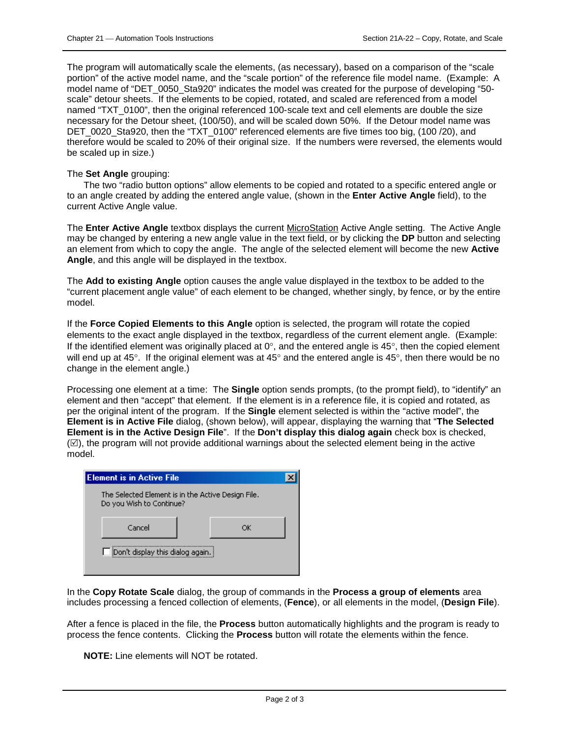The program will automatically scale the elements, (as necessary), based on a comparison of the "scale portion" of the active model name, and the "scale portion" of the reference file model name. (Example: A model name of "DET_0050_Sta920" indicates the model was created for the purpose of developing "50-scale" detour sheets. If the elements to be copied, rotated, and scaled are referenced from a model named "TXT_0100", then the original referenced 100-scale text and cell elements are double the size necessary for the Detour sheet, (100/50), and will be scaled down 50%. If the Detour model name was DET_0020_Sta920, then the "TXT_0100" referenced elements are five times too big, (100 /20), and therefore would be scaled to 20% of their original size. If the numbers were reversed, the elements would be scaled up in size.)

The **Set Angle** grouping:

The two "radio button options" allow elements to be copied and rotated to a specific entered angle or to an angle created by adding the entered angle value, (shown in the **Enter Active Angle** field), to the current Active Angle value.

The **Enter Active Angle** textbox displays the current MicroStation Active Angle setting. The Active Angle may be changed by entering a new angle value in the text field, or by clicking the **DP** button and selecting an element from which to copy the angle. The angle of the selected element will become the new **Active Angle**, and this angle will be displayed in the textbox.

The **Add to existing Angle** option causes the angle value displayed in the textbox to be added to the "current placement angle value" of each element to be changed, whether singly, by fence, or by the entire model.

If the **Force Copied Elements to this Angle** option is selected, the program will rotate the copied elements to the exact angle displayed in the textbox, regardless of the current element angle. (Example: If the identified element was originally placed at 0°, and the entered angle is 45°, then the copied element will end up at 45°. If the original element was at 45° and the entered angle is 45°, then there would be no change in the element angle.)

Processing one element at a time: The **Single** option sends prompts, (to the prompt field), to "identify" an element and then "accept" that element. If the element is in a reference file, it is copied and rotated, as per the original intent of the program. If the **Single** element selected is within the "active model", the **Element is in Active File** dialog, (shown below), will appear, displaying the warning that "**The Selected Element is in the Active Design File**". If the **Don't display this dialog again** check box is checked, (☑), the program will not provide additional warnings about the selected element being in the active model.

**Element is in Active File**

The Selected Element is in the Active Design File.
Do you Wish to Continue?

Cancel | OK

☐ Don't display this dialog again.

In the **Copy Rotate Scale** dialog, the group of commands in the **Process a group of elements** area includes processing a fenced collection of elements, (**Fence**), or all elements in the model, (**Design File**).

After a fence is placed in the file, the **Process** button automatically highlights and the program is ready to process the fence contents. Clicking the **Process** button will rotate the elements within the fence.

**NOTE:** Line elements will NOT be rotated.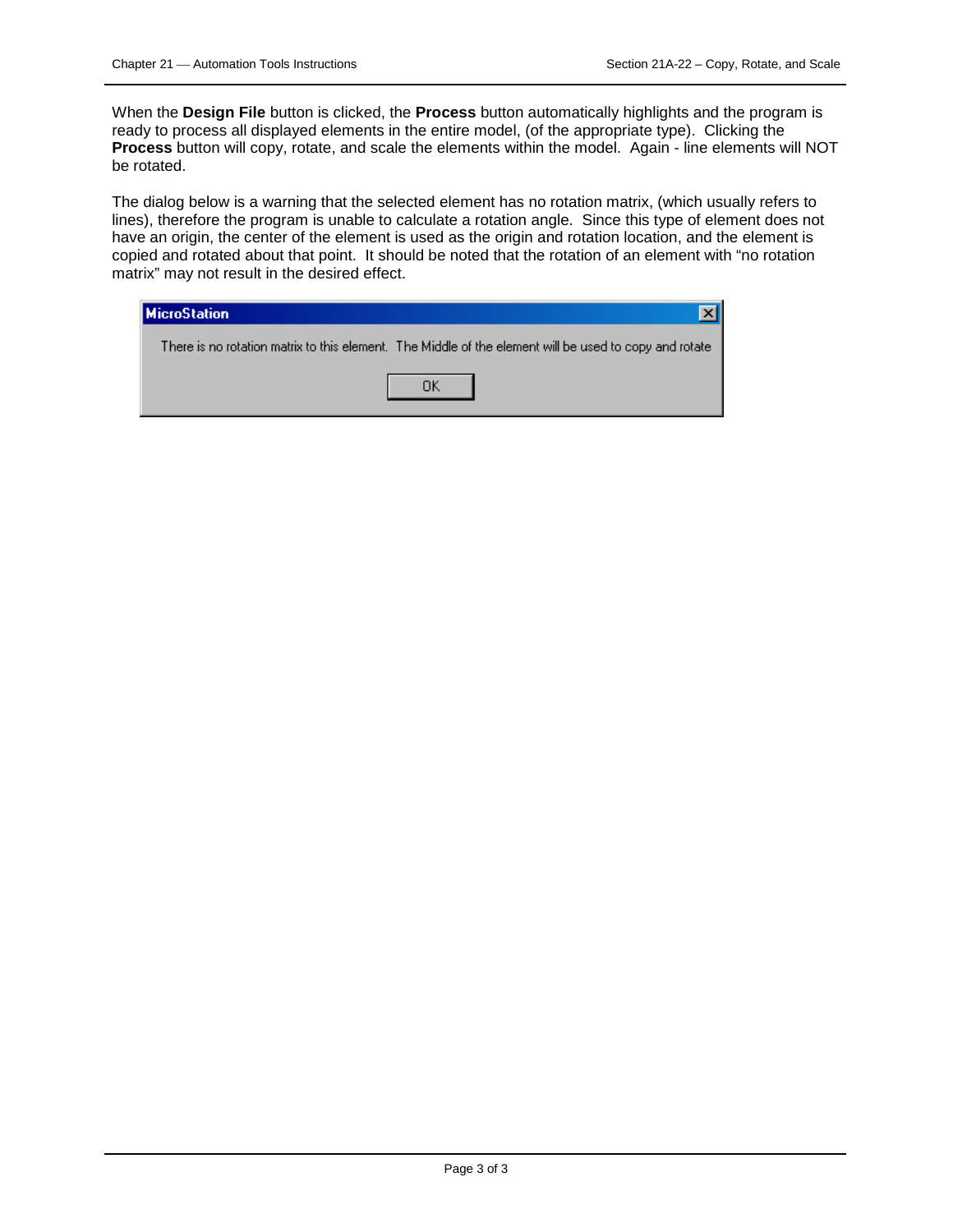When the **Design File** button is clicked, the **Process** button automatically highlights and the program is ready to process all displayed elements in the entire model, (of the appropriate type). Clicking the **Process** button will copy, rotate, and scale the elements within the model. Again - line elements will NOT be rotated.

The dialog below is a warning that the selected element has no rotation matrix, (which usually refers to lines), therefore the program is unable to calculate a rotation angle. Since this type of element does not have an origin, the center of the element is used as the origin and rotation location, and the element is copied and rotated about that point. It should be noted that the rotation of an element with "no rotation matrix" may not result in the desired effect.

**MicroStation**

There is no rotation matrix to this element. The Middle of the element will be used to copy and rotate

OK